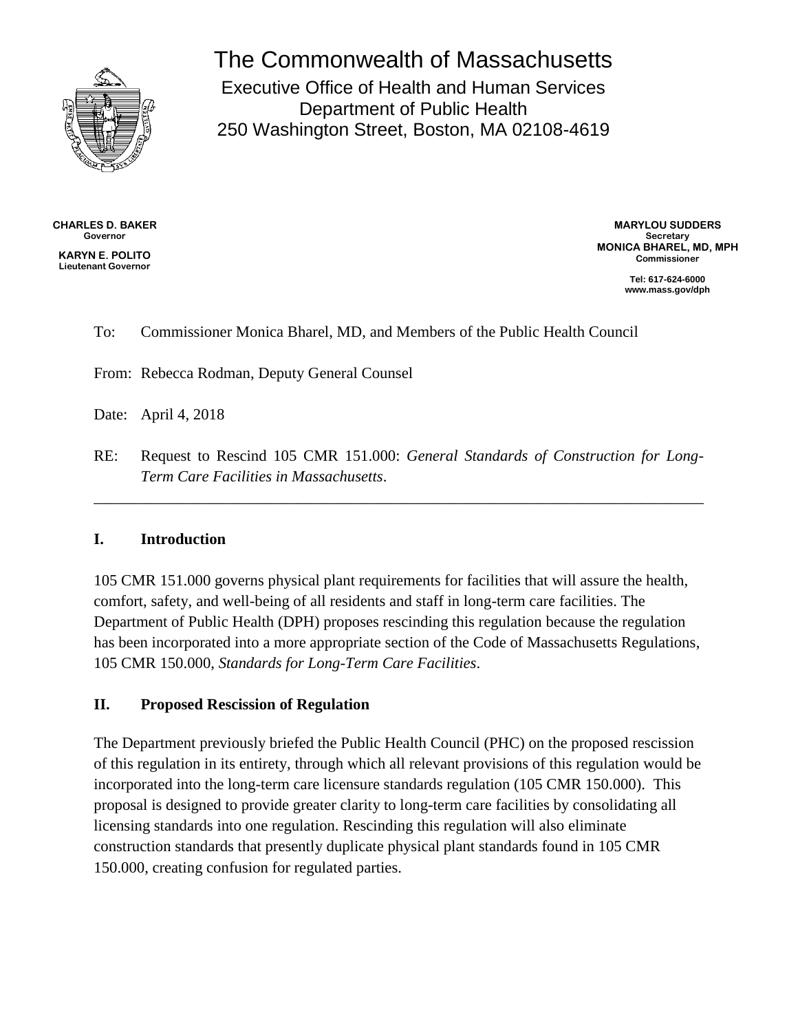# The Commonwealth of Massachusetts

Executive Office of Health and Human Services
Department of Public Health
250 Washington Street, Boston, MA 02108-4619

**CHARLES D. BAKER**
**Governor**

**KARYN E. POLITO**
**Lieutenant Governor**

**MARYLOU SUDDERS**
**Secretary**
**MONICA BHAREL, MD, MPH**
**Commissioner**

**Tel: 617-624-6000**
**www.mass.gov/dph**

To: Commissioner Monica Bharel, MD, and Members of the Public Health Council

From: Rebecca Rodman, Deputy General Counsel

Date: April 4, 2018

RE: Request to Rescind 105 CMR 151.000: *General Standards of Construction for Long-Term Care Facilities in Massachusetts*.

---

## I. Introduction

105 CMR 151.000 governs physical plant requirements for facilities that will assure the health, comfort, safety, and well-being of all residents and staff in long-term care facilities. The Department of Public Health (DPH) proposes rescinding this regulation because the regulation has been incorporated into a more appropriate section of the Code of Massachusetts Regulations, 105 CMR 150.000, *Standards for Long-Term Care Facilities*.

## II. Proposed Rescission of Regulation

The Department previously briefed the Public Health Council (PHC) on the proposed rescission of this regulation in its entirety, through which all relevant provisions of this regulation would be incorporated into the long-term care licensure standards regulation (105 CMR 150.000). This proposal is designed to provide greater clarity to long-term care facilities by consolidating all licensing standards into one regulation. Rescinding this regulation will also eliminate construction standards that presently duplicate physical plant standards found in 105 CMR 150.000, creating confusion for regulated parties.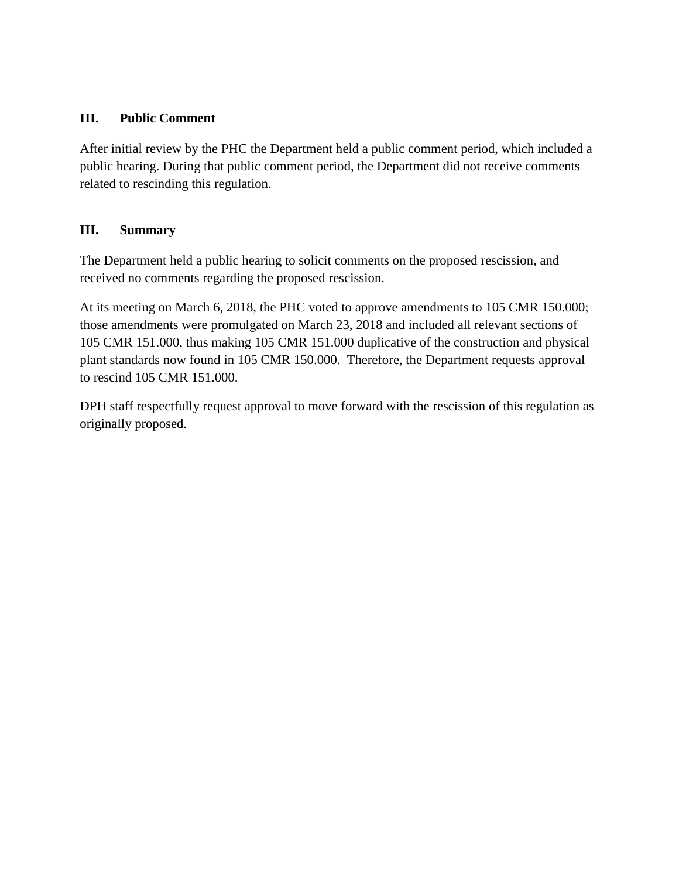## III. Public Comment

After initial review by the PHC the Department held a public comment period, which included a public hearing. During that public comment period, the Department did not receive comments related to rescinding this regulation.

## III. Summary

The Department held a public hearing to solicit comments on the proposed rescission, and received no comments regarding the proposed rescission.

At its meeting on March 6, 2018, the PHC voted to approve amendments to 105 CMR 150.000; those amendments were promulgated on March 23, 2018 and included all relevant sections of 105 CMR 151.000, thus making 105 CMR 151.000 duplicative of the construction and physical plant standards now found in 105 CMR 150.000. Therefore, the Department requests approval to rescind 105 CMR 151.000.

DPH staff respectfully request approval to move forward with the rescission of this regulation as originally proposed.